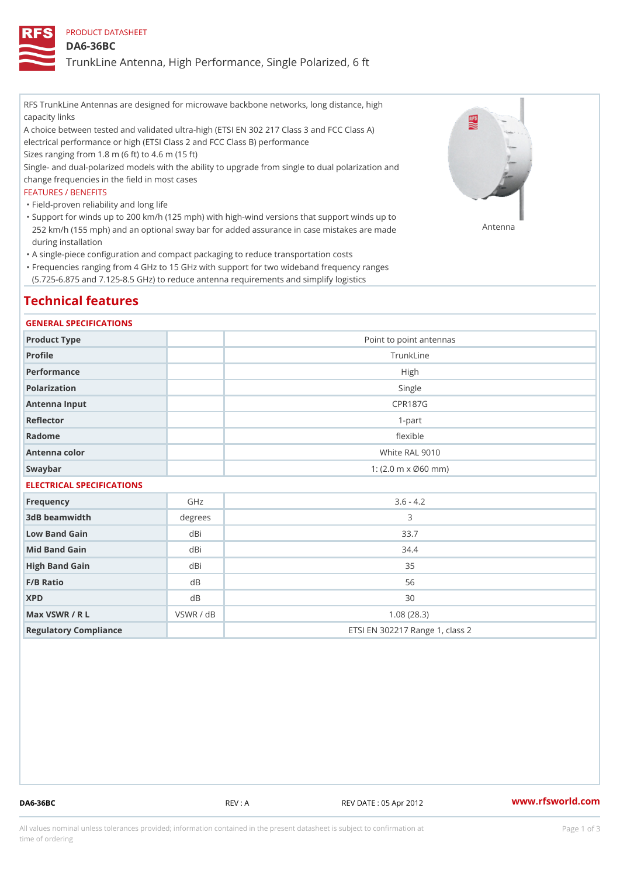PRODUCT DATASHEET

# DA6-36BC

## TrunkLine Antenna, High Performance, Single Polarized, 6 ft

RFS TrunkLine Antennas are designed for microwave backbone networks, long distance, high capacity links

A choice between tested and validated ultra-high (ETSI EN 302 217 Class 3 and FCC Class A) electrical performance or high (ETSI Class 2 and FCC Class B) performance

Sizes ranging from 1.8 m (6 ft) to 4.6 m (15 ft)

Single- and dual-polarized models with the ability to upgrade from single to dual polarization and change frequencies in the field in most cases

FEATURES / BENEFITS

- Field-proven reliability and long life
- Support for winds up to 200 km/h (125 mph) with high-wind versions that support winds up to 252 km/h (155 mph) and an optional sway bar for added assurance in case mistakes are made during installation
- A single-piece configuration and compact packaging to reduce transportation costs
- Frequencies ranging from 4 GHz to 15 GHz with support for two wideband frequency ranges (5.725-6.875 and 7.125-8.5 GHz) to reduce antenna requirements and simplify logistics

Antenna

## Technical features

### GENERAL SPECIFICATIONS

| | | |
|---|---|---|
| Product Type | | Point to point antennas |
| Profile | | TrunkLine |
| Performance | | High |
| Polarization | | Single |
| Antenna Input | | CPR187G |
| Reflector | | 1-part |
| Radome | | flexible |
| Antenna color | | White RAL 9010 |
| Swaybar | | 1: (2.0 m x Ø60 mm) |

### ELECTRICAL SPECIFICATIONS

| | | |
|---|---|---|
| Frequency | GHz | 3.6 - 4.2 |
| 3dB beamwidth | degrees | 3 |
| Low Band Gain | dBi | 33.7 |
| Mid Band Gain | dBi | 34.4 |
| High Band Gain | dBi | 35 |
| F/B Ratio | dB | 56 |
| XPD | dB | 30 |
| Max VSWR / R L | VSWR / dB | 1.08 (28.3) |
| Regulatory Compliance | | ETSI EN 302217 Range 1, class 2 |

DA6-36BC REV : A REV DATE : 05 Apr 2012 www.rfsworld.com

All values nominal unless tolerances provided; information contained in the present datasheet is subject to confirmation at time of ordering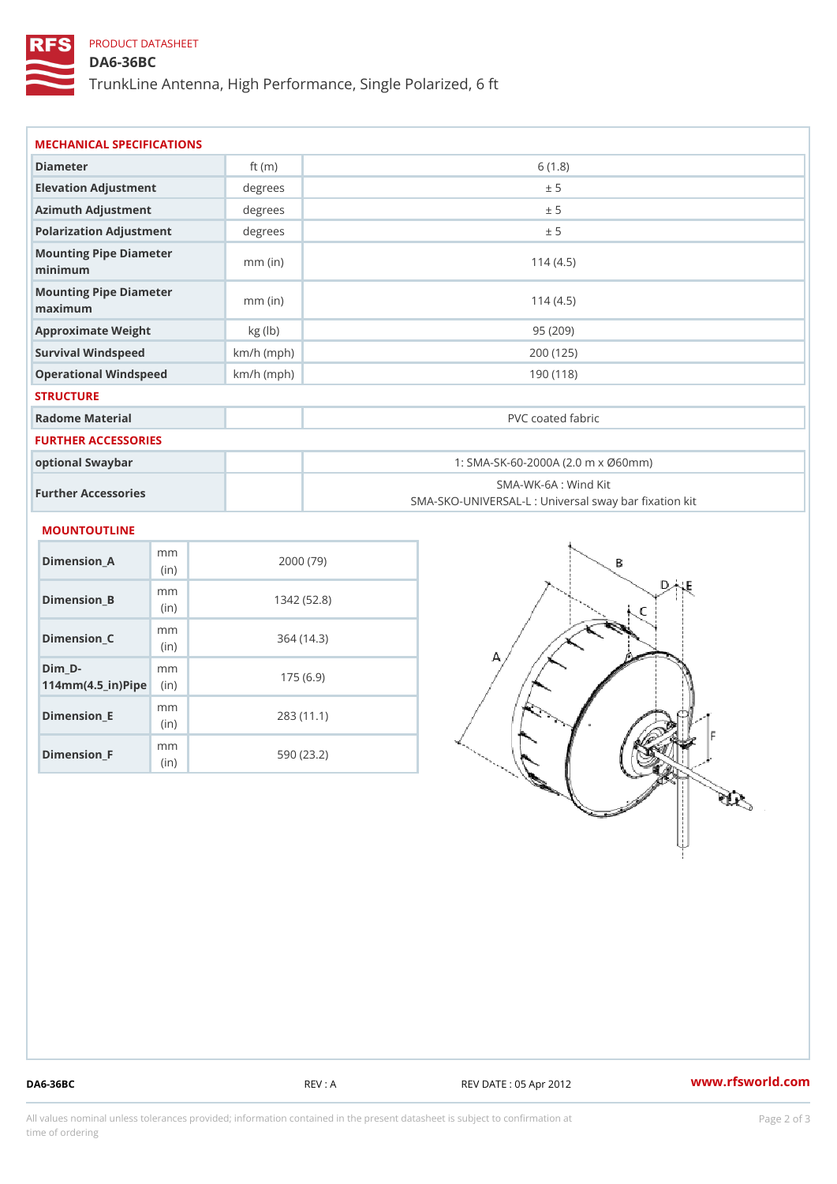PRODUCT DATASHEET

# DA6-36BC

TrunkLine Antenna, High Performance, Single Polarized, 6 ft

## MECHANICAL SPECIFICATIONS

| | | |
|---|---|---|
| Diameter | ft (m) | 6 (1.8) |
| Elevation Adjustment | degrees | ± 5 |
| Azimuth Adjustment | degrees | ± 5 |
| Polarization Adjustment | degrees | ± 5 |
| Mounting Pipe Diameter minimum | mm (in) | 114 (4.5) |
| Mounting Pipe Diameter maximum | mm (in) | 114 (4.5) |
| Approximate Weight | kg (lb) | 95 (209) |
| Survival Windspeed | km/h (mph) | 200 (125) |
| Operational Windspeed | km/h (mph) | 190 (118) |

## STRUCTURE

| | | |
|---|---|---|
| Radome Material | | PVC coated fabric |

## FURTHER ACCESSORIES

| | | |
|---|---|---|
| optional Swaybar | | 1: SMA-SK-60-2000A (2.0 m x Ø60mm) |
| Further Accessories | | SMA-WK-6A : Wind Kit<br>SMA-SKO-UNIVERSAL-L : Universal sway bar fixation kit |

## MOUNTOUTLINE

| | | |
|---|---|---|
| Dimension_A | mm (in) | 2000 (79) |
| Dimension_B | mm (in) | 1342 (52.8) |
| Dimension_C | mm (in) | 364 (14.3) |
| Dim_D-114mm(4.5_in)Pipe | mm (in) | 175 (6.9) |
| Dimension_E | mm (in) | 283 (11.1) |
| Dimension_F | mm (in) | 590 (23.2) |

DA6-36BC REV : A REV DATE : 05 Apr 2012 www.rfsworld.com

All values nominal unless tolerances provided; information contained in the present datasheet is subject to confirmation at time of ordering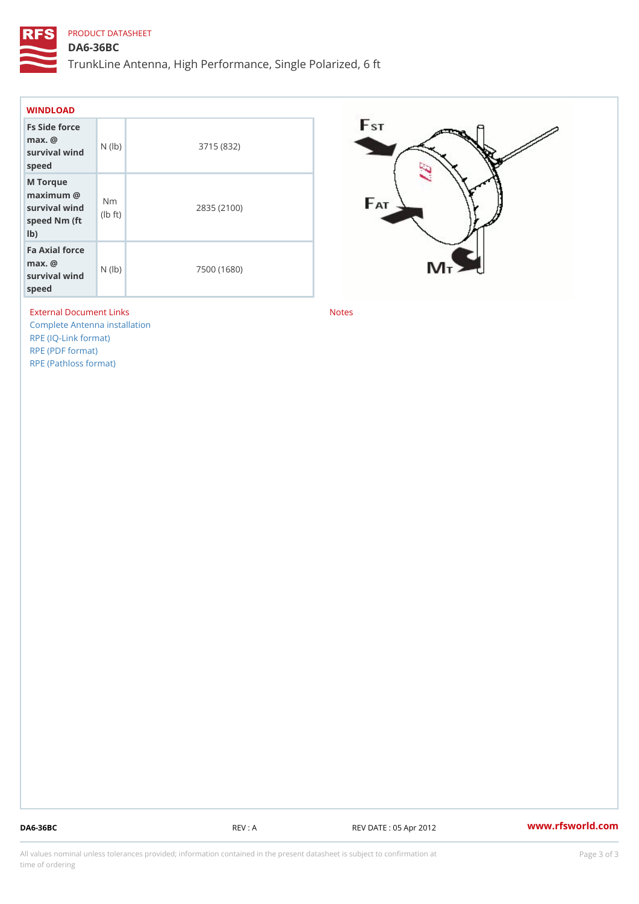PRODUCT DATASHEET

# DA6-36BC

TrunkLine Antenna, High Performance, Single Polarized, 6 ft

## WINDLOAD

| | | |
|---|---|---|
| Fs Side force max. @ survival wind speed | N (lb) | 3715 (832) |
| M Torque maximum @ survival wind speed Nm (ft lb) | Nm (lb ft) | 2835 (2100) |
| Fa Axial force max. @ survival wind speed | N (lb) | 7500 (1680) |

FST

FAT

MT

External Document Links

Complete Antenna installation

RPE (IQ-Link format)

RPE (PDF format)

RPE (Pathloss format)

Notes

DA6-36BC REV : A REV DATE : 05 Apr 2012 www.rfsworld.com

All values nominal unless tolerances provided; information contained in the present datasheet is subject to confirmation at time of ordering